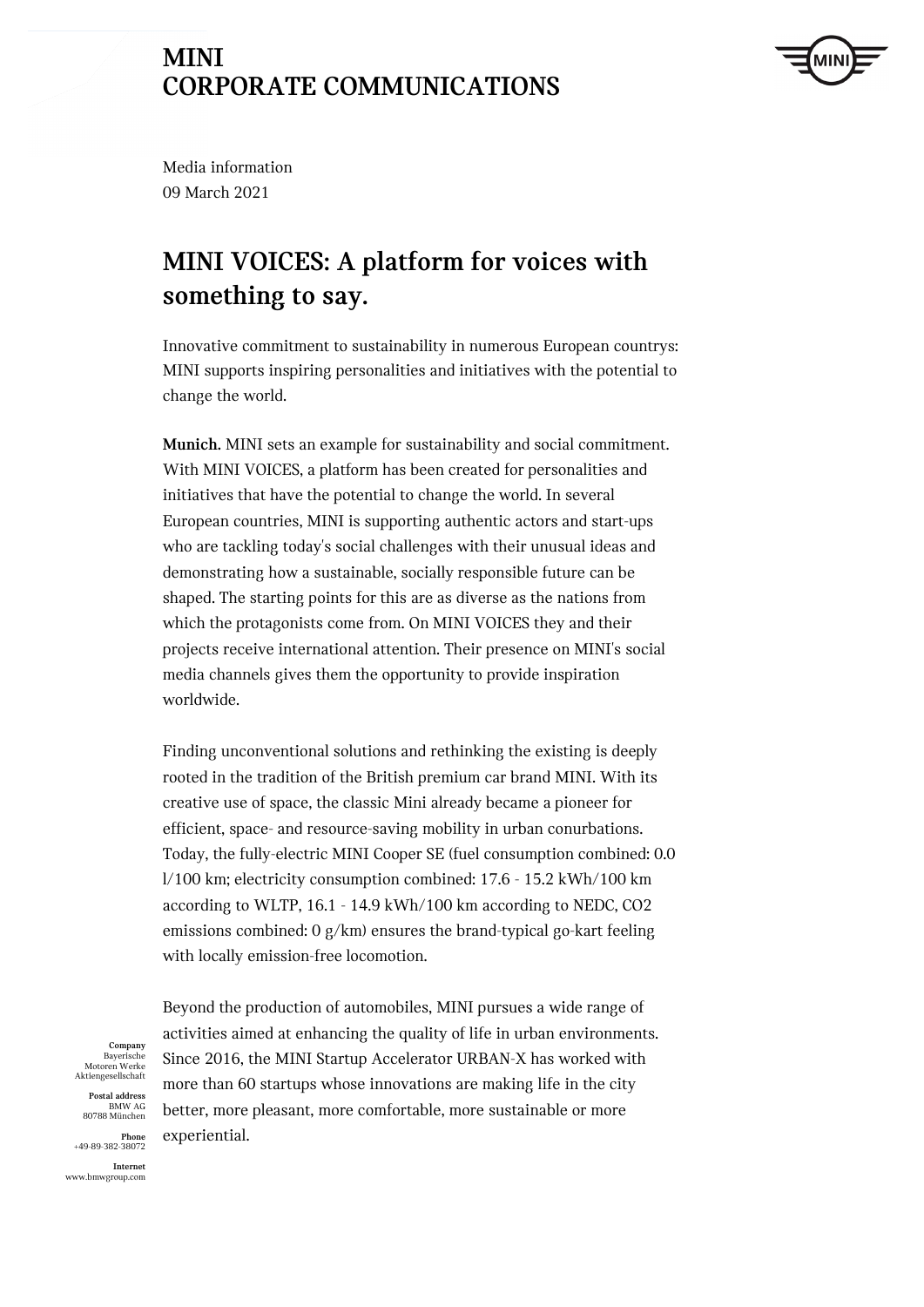# MINI CORPORATE COMMUNICATIONS

Media information
09 March 2021

## MINI VOICES: A platform for voices with something to say.

Innovative commitment to sustainability in numerous European countrys: MINI supports inspiring personalities and initiatives with the potential to change the world.

**Munich.** MINI sets an example for sustainability and social commitment. With MINI VOICES, a platform has been created for personalities and initiatives that have the potential to change the world. In several European countries, MINI is supporting authentic actors and start-ups who are tackling today's social challenges with their unusual ideas and demonstrating how a sustainable, socially responsible future can be shaped. The starting points for this are as diverse as the nations from which the protagonists come from. On MINI VOICES they and their projects receive international attention. Their presence on MINI's social media channels gives them the opportunity to provide inspiration worldwide.

Finding unconventional solutions and rethinking the existing is deeply rooted in the tradition of the British premium car brand MINI. With its creative use of space, the classic Mini already became a pioneer for efficient, space- and resource-saving mobility in urban conurbations. Today, the fully-electric MINI Cooper SE (fuel consumption combined: 0.0 l/100 km; electricity consumption combined: 17.6 - 15.2 kWh/100 km according to WLTP, 16.1 - 14.9 kWh/100 km according to NEDC, $CO_2$ emissions combined: 0 g/km) ensures the brand-typical go-kart feeling with locally emission-free locomotion.

Beyond the production of automobiles, MINI pursues a wide range of activities aimed at enhancing the quality of life in urban environments. Since 2016, the MINI Startup Accelerator URBAN-X has worked with more than 60 startups whose innovations are making life in the city better, more pleasant, more comfortable, more sustainable or more experiential.

**Company**
Bayerische Motoren Werke Aktiengesellschaft

**Postal address**
BMW AG
80788 München

**Phone**
+49-89-382-38072

**Internet**
www.bmwgroup.com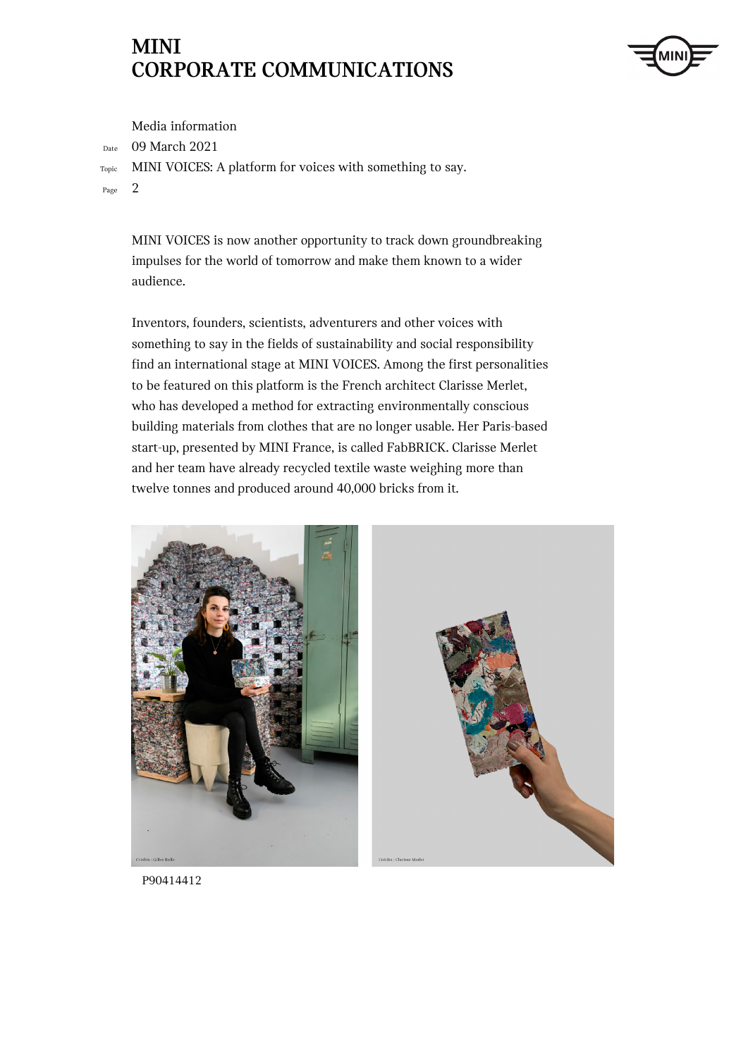MINI VOICES is now another opportunity to track down groundbreaking impulses for the world of tomorrow and make them known to a wider audience.

Inventors, founders, scientists, adventurers and other voices with something to say in the fields of sustainability and social responsibility find an international stage at MINI VOICES. Among the first personalities to be featured on this platform is the French architect Clarisse Merlet, who has developed a method for extracting environmentally conscious building materials from clothes that are no longer usable. Her Paris-based start-up, presented by MINI France, is called FabBRICK. Clarisse Merlet and her team have already recycled textile waste weighing more than twelve tonnes and produced around 40,000 bricks from it.

P90414412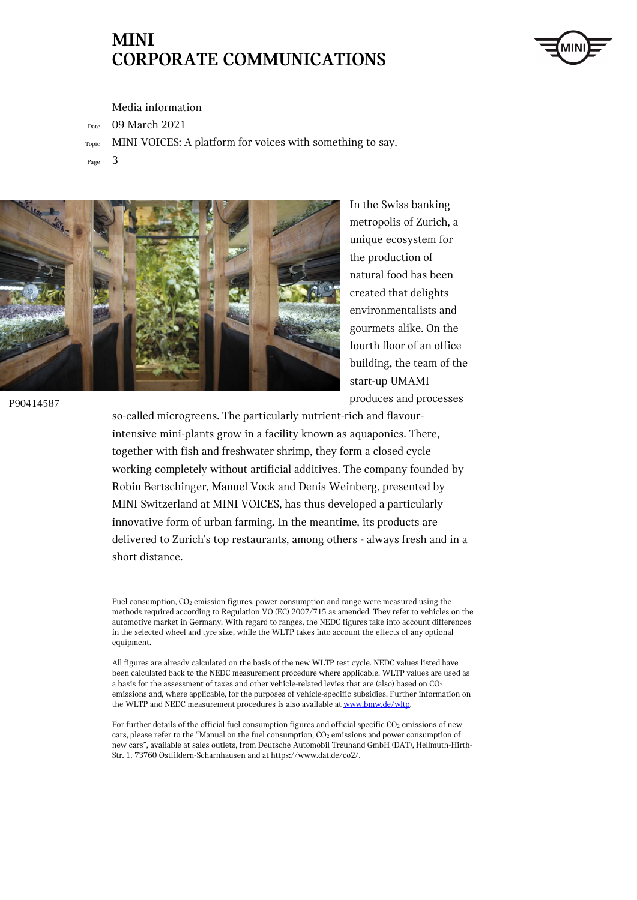P90414587

In the Swiss banking metropolis of Zurich, a unique ecosystem for the production of natural food has been created that delights environmentalists and gourmets alike. On the fourth floor of an office building, the team of the start-up UMAMI produces and processes so-called microgreens. The particularly nutrient-rich and flavour-intensive mini-plants grow in a facility known as aquaponics. There, together with fish and freshwater shrimp, they form a closed cycle working completely without artificial additives. The company founded by Robin Bertschinger, Manuel Vock and Denis Weinberg, presented by MINI Switzerland at MINI VOICES, has thus developed a particularly innovative form of urban farming. In the meantime, its products are delivered to Zurich's top restaurants, among others - always fresh and in a short distance.

Fuel consumption, $CO_2$ emission figures, power consumption and range were measured using the methods required according to Regulation VO (EC) 2007/715 as amended. They refer to vehicles on the automotive market in Germany. With regard to ranges, the NEDC figures take into account differences in the selected wheel and tyre size, while the WLTP takes into account the effects of any optional equipment.

All figures are already calculated on the basis of the new WLTP test cycle. NEDC values listed have been calculated back to the NEDC measurement procedure where applicable. WLTP values are used as a basis for the assessment of taxes and other vehicle-related levies that are (also) based on $CO_2$ emissions and, where applicable, for the purposes of vehicle-specific subsidies. Further information on the WLTP and NEDC measurement procedures is also available at [www.bmw.de/wltp](www.bmw.de/wltp).

For further details of the official fuel consumption figures and official specific $CO_2$ emissions of new cars, please refer to the "Manual on the fuel consumption, $CO_2$ emissions and power consumption of new cars", available at sales outlets, from Deutsche Automobil Treuhand GmbH (DAT), Hellmuth-Hirth-Str. 1, 73760 Ostfildern-Scharnhausen and at https://www.dat.de/co2/.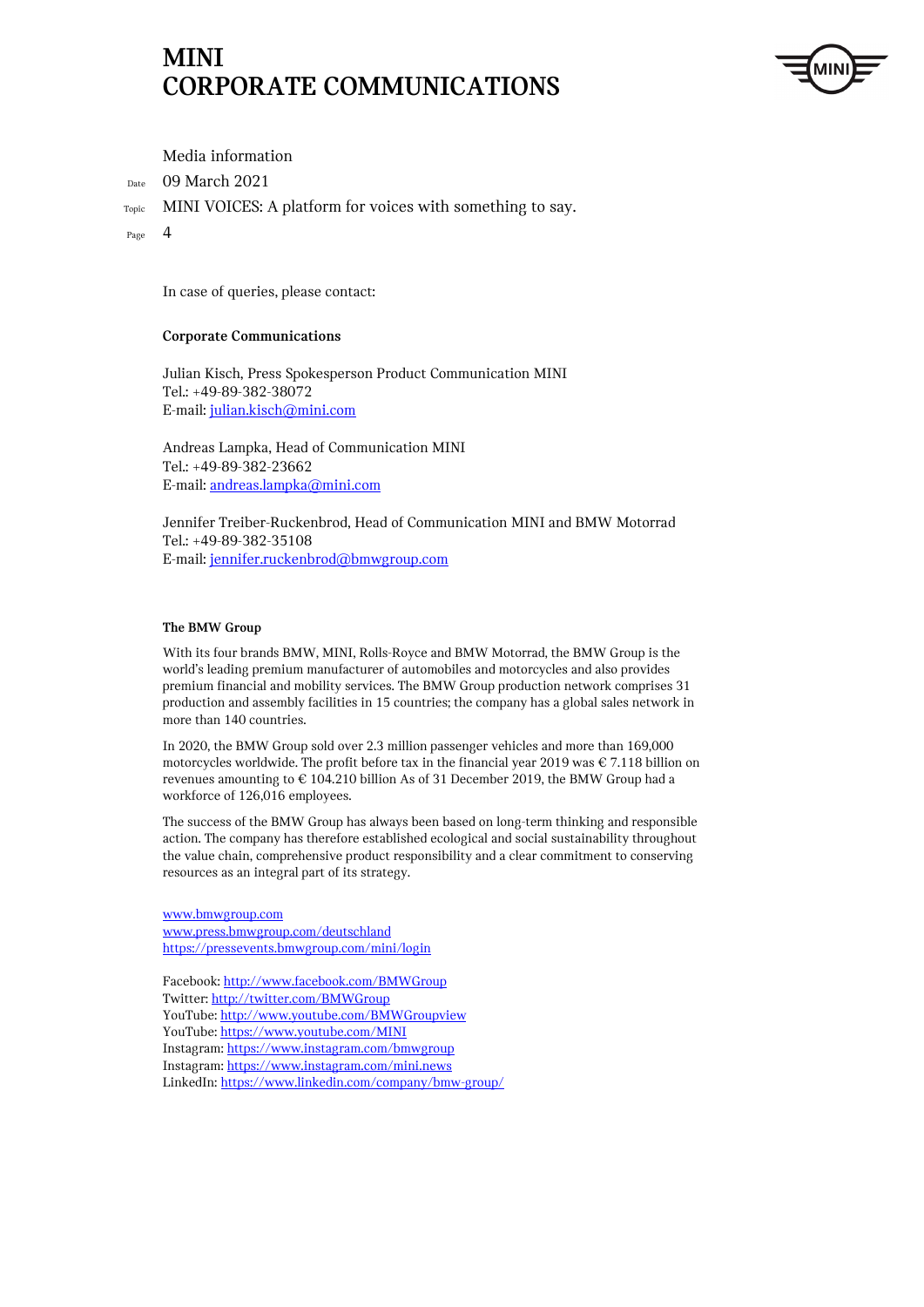# MINI
# CORPORATE COMMUNICATIONS

Media information

Date 09 March 2021

Topic MINI VOICES: A platform for voices with something to say.

In case of queries, please contact:

**Corporate Communications**

Julian Kisch, Press Spokesperson Product Communication MINI
Tel.: +49-89-382-38072
E-mail: julian.kisch@mini.com

Andreas Lampka, Head of Communication MINI
Tel.: +49-89-382-23662
E-mail: andreas.lampka@mini.com

Jennifer Treiber-Ruckenbrod, Head of Communication MINI and BMW Motorrad
Tel.: +49-89-382-35108
E-mail: jennifer.ruckenbrod@bmwgroup.com

**The BMW Group**

With its four brands BMW, MINI, Rolls-Royce and BMW Motorrad, the BMW Group is the world's leading premium manufacturer of automobiles and motorcycles and also provides premium financial and mobility services. The BMW Group production network comprises 31 production and assembly facilities in 15 countries; the company has a global sales network in more than 140 countries.

In 2020, the BMW Group sold over 2.3 million passenger vehicles and more than 169,000 motorcycles worldwide. The profit before tax in the financial year 2019 was € 7.118 billion on revenues amounting to € 104.210 billion As of 31 December 2019, the BMW Group had a workforce of 126,016 employees.

The success of the BMW Group has always been based on long-term thinking and responsible action. The company has therefore established ecological and social sustainability throughout the value chain, comprehensive product responsibility and a clear commitment to conserving resources as an integral part of its strategy.

www.bmwgroup.com
www.press.bmwgroup.com/deutschland
https://pressevents.bmwgroup.com/mini/login

Facebook: http://www.facebook.com/BMWGroup
Twitter: http://twitter.com/BMWGroup
YouTube: http://www.youtube.com/BMWGroupview
YouTube: https://www.youtube.com/MINI
Instagram: https://www.instagram.com/bmwgroup
Instagram: https://www.instagram.com/mini.news
LinkedIn: https://www.linkedin.com/company/bmw-group/